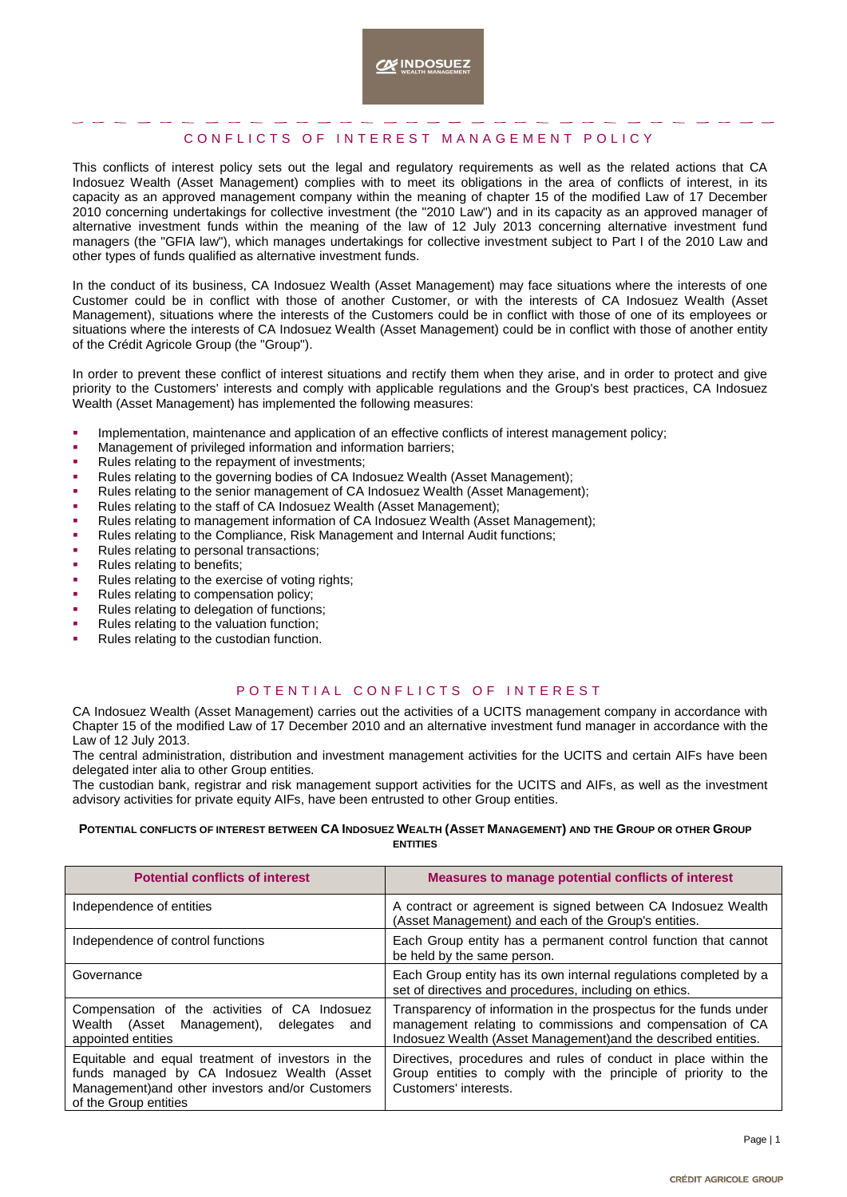# CONFLICTS OF INTEREST MANAGEMENT POLICY

This conflicts of interest policy sets out the legal and regulatory requirements as well as the related actions that CA Indosuez Wealth (Asset Management) complies with to meet its obligations in the area of conflicts of interest, in its capacity as an approved management company within the meaning of chapter 15 of the modified Law of 17 December 2010 concerning undertakings for collective investment (the "2010 Law") and in its capacity as an approved manager of alternative investment funds within the meaning of the law of 12 July 2013 concerning alternative investment fund managers (the "GFIA law"), which manages undertakings for collective investment subject to Part I of the 2010 Law and other types of funds qualified as alternative investment funds.

In the conduct of its business, CA Indosuez Wealth (Asset Management) may face situations where the interests of one Customer could be in conflict with those of another Customer, or with the interests of CA Indosuez Wealth (Asset Management), situations where the interests of the Customers could be in conflict with those of one of its employees or situations where the interests of CA Indosuez Wealth (Asset Management) could be in conflict with those of another entity of the Crédit Agricole Group (the "Group").

In order to prevent these conflict of interest situations and rectify them when they arise, and in order to protect and give priority to the Customers' interests and comply with applicable regulations and the Group's best practices, CA Indosuez Wealth (Asset Management) has implemented the following measures:

- Implementation, maintenance and application of an effective conflicts of interest management policy;
- Management of privileged information and information barriers;
- Rules relating to the repayment of investments;
- Rules relating to the governing bodies of CA Indosuez Wealth (Asset Management);
- Rules relating to the senior management of CA Indosuez Wealth (Asset Management);
- Rules relating to the staff of CA Indosuez Wealth (Asset Management);
- Rules relating to management information of CA Indosuez Wealth (Asset Management);
- Rules relating to the Compliance, Risk Management and Internal Audit functions;
- Rules relating to personal transactions;
- Rules relating to benefits;
- Rules relating to the exercise of voting rights;
- Rules relating to compensation policy;
- Rules relating to delegation of functions;
- Rules relating to the valuation function;
- Rules relating to the custodian function.

## POTENTIAL CONFLICTS OF INTEREST

CA Indosuez Wealth (Asset Management) carries out the activities of a UCITS management company in accordance with Chapter 15 of the modified Law of 17 December 2010 and an alternative investment fund manager in accordance with the Law of 12 July 2013.

The central administration, distribution and investment management activities for the UCITS and certain AIFs have been delegated inter alia to other Group entities.

The custodian bank, registrar and risk management support activities for the UCITS and AIFs, as well as the investment advisory activities for private equity AIFs, have been entrusted to other Group entities.

### POTENTIAL CONFLICTS OF INTEREST BETWEEN CA INDOSUEZ WEALTH (ASSET MANAGEMENT) AND THE GROUP OR OTHER GROUP ENTITIES

| Potential conflicts of interest | Measures to manage potential conflicts of interest |
|---|---|
| Independence of entities | A contract or agreement is signed between CA Indosuez Wealth (Asset Management) and each of the Group's entities. |
| Independence of control functions | Each Group entity has a permanent control function that cannot be held by the same person. |
| Governance | Each Group entity has its own internal regulations completed by a set of directives and procedures, including on ethics. |
| Compensation of the activities of CA Indosuez Wealth (Asset Management), delegates and appointed entities | Transparency of information in the prospectus for the funds under management relating to commissions and compensation of CA Indosuez Wealth (Asset Management)and the described entities. |
| Equitable and equal treatment of investors in the funds managed by CA Indosuez Wealth (Asset Management)and other investors and/or Customers of the Group entities | Directives, procedures and rules of conduct in place within the Group entities to comply with the principle of priority to the Customers' interests. |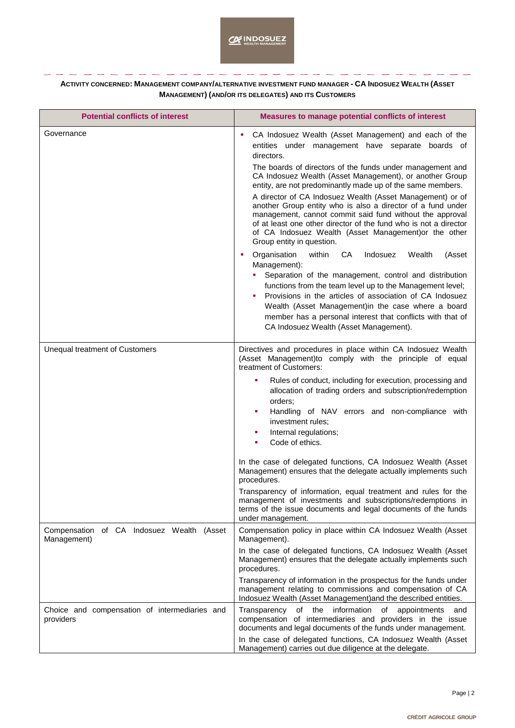**ACTIVITY CONCERNED: MANAGEMENT COMPANY/ALTERNATIVE INVESTMENT FUND MANAGER - CA INDOSUEZ WEALTH (ASSET MANAGEMENT) (AND/OR ITS DELEGATES) AND ITS CUSTOMERS**

| Potential conflicts of interest | Measures to manage potential conflicts of interest |
| --- | --- |
| Governance | ▪ CA Indosuez Wealth (Asset Management) and each of the entities under management have separate boards of directors.<br>The boards of directors of the funds under management and CA Indosuez Wealth (Asset Management), or another Group entity, are not predominantly made up of the same members.<br>A director of CA Indosuez Wealth (Asset Management) or of another Group entity who is also a director of a fund under management, cannot commit said fund without the approval of at least one other director of the fund who is not a director of CA Indosuez Wealth (Asset Management)or the other Group entity in question.<br>▪ Organisation within CA Indosuez Wealth (Asset Management):<br>▪ Separation of the management, control and distribution functions from the team level up to the Management level;<br>▪ Provisions in the articles of association of CA Indosuez Wealth (Asset Management)in the case where a board member has a personal interest that conflicts with that of CA Indosuez Wealth (Asset Management). |
| Unequal treatment of Customers | Directives and procedures in place within CA Indosuez Wealth (Asset Management)to comply with the principle of equal treatment of Customers:<br>▪ Rules of conduct, including for execution, processing and allocation of trading orders and subscription/redemption orders;<br>▪ Handling of NAV errors and non-compliance with investment rules;<br>▪ Internal regulations;<br>▪ Code of ethics.<br><br>In the case of delegated functions, CA Indosuez Wealth (Asset Management) ensures that the delegate actually implements such procedures.<br>Transparency of information, equal treatment and rules for the management of investments and subscriptions/redemptions in terms of the issue documents and legal documents of the funds under management. |
| Compensation of CA Indosuez Wealth (Asset Management) | Compensation policy in place within CA Indosuez Wealth (Asset Management).<br>In the case of delegated functions, CA Indosuez Wealth (Asset Management) ensures that the delegate actually implements such procedures.<br>Transparency of information in the prospectus for the funds under management relating to commissions and compensation of CA Indosuez Wealth (Asset Management)and the described entities. |
| Choice and compensation of intermediaries and providers | Transparency of the information of appointments and compensation of intermediaries and providers in the issue documents and legal documents of the funds under management.<br>In the case of delegated functions, CA Indosuez Wealth (Asset Management) carries out due diligence at the delegate. |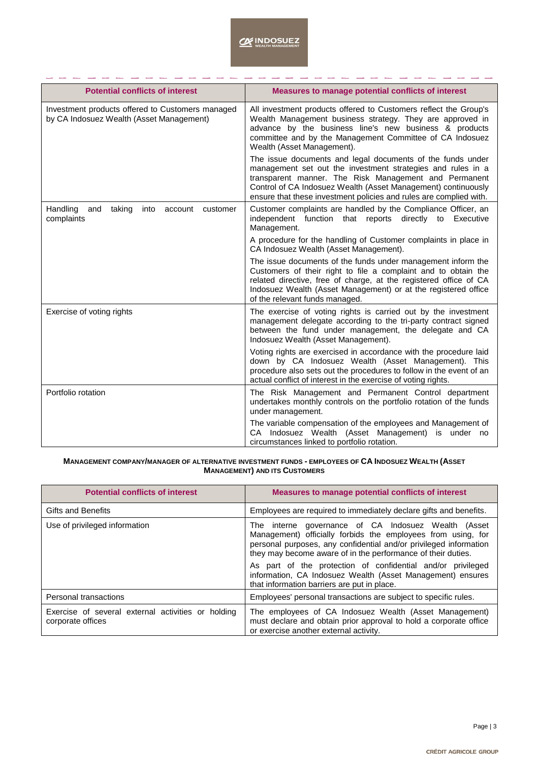| Potential conflicts of interest | Measures to manage potential conflicts of interest |
| --- | --- |
| Investment products offered to Customers managed by CA Indosuez Wealth (Asset Management) | All investment products offered to Customers reflect the Group's Wealth Management business strategy. They are approved in advance by the business line's new business & products committee and by the Management Committee of CA Indosuez Wealth (Asset Management).<br><br>The issue documents and legal documents of the funds under management set out the investment strategies and rules in a transparent manner. The Risk Management and Permanent Control of CA Indosuez Wealth (Asset Management) continuously ensure that these investment policies and rules are complied with. |
| Handling and taking into account customer complaints | Customer complaints are handled by the Compliance Officer, an independent function that reports directly to Executive Management.<br><br>A procedure for the handling of Customer complaints in place in CA Indosuez Wealth (Asset Management).<br><br>The issue documents of the funds under management inform the Customers of their right to file a complaint and to obtain the related directive, free of charge, at the registered office of CA Indosuez Wealth (Asset Management) or at the registered office of the relevant funds managed. |
| Exercise of voting rights | The exercise of voting rights is carried out by the investment management delegate according to the tri-party contract signed between the fund under management, the delegate and CA Indosuez Wealth (Asset Management).<br><br>Voting rights are exercised in accordance with the procedure laid down by CA Indosuez Wealth (Asset Management). This procedure also sets out the procedures to follow in the event of an actual conflict of interest in the exercise of voting rights. |
| Portfolio rotation | The Risk Management and Permanent Control department undertakes monthly controls on the portfolio rotation of the funds under management.<br><br>The variable compensation of the employees and Management of CA Indosuez Wealth (Asset Management) is under no circumstances linked to portfolio rotation. |

**MANAGEMENT COMPANY/MANAGER OF ALTERNATIVE INVESTMENT FUNDS - EMPLOYEES OF CA INDOSUEZ WEALTH (ASSET MANAGEMENT) AND ITS CUSTOMERS**

| Potential conflicts of interest | Measures to manage potential conflicts of interest |
| --- | --- |
| Gifts and Benefits | Employees are required to immediately declare gifts and benefits. |
| Use of privileged information | The interne governance of CA Indosuez Wealth (Asset Management) officially forbids the employees from using, for personal purposes, any confidential and/or privileged information they may become aware of in the performance of their duties.<br><br>As part of the protection of confidential and/or privileged information, CA Indosuez Wealth (Asset Management) ensures that information barriers are put in place. |
| Personal transactions | Employees' personal transactions are subject to specific rules. |
| Exercise of several external activities or holding corporate offices | The employees of CA Indosuez Wealth (Asset Management) must declare and obtain prior approval to hold a corporate office or exercise another external activity. |